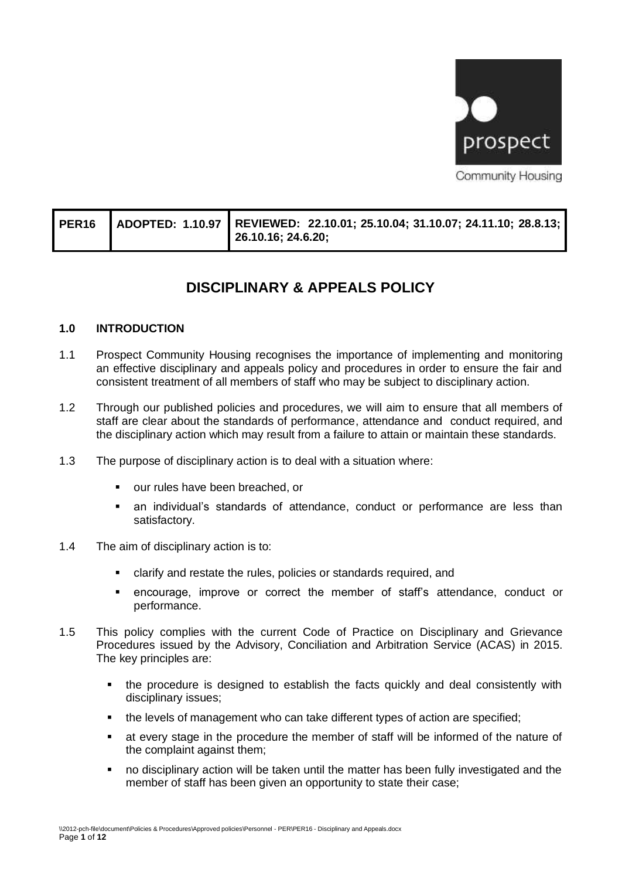prospect

Community Housing

| PER16 | ADOPTED: 1.10.97 | REVIEWED: 22.10.01; 25.10.04; 31.10.07; 24.11.10; 28.8.13; 26.10.16; 24.6.20; |
|---|---|---|

# DISCIPLINARY & APPEALS POLICY

## 1.0 INTRODUCTION

1.1 Prospect Community Housing recognises the importance of implementing and monitoring an effective disciplinary and appeals policy and procedures in order to ensure the fair and consistent treatment of all members of staff who may be subject to disciplinary action.

1.2 Through our published policies and procedures, we will aim to ensure that all members of staff are clear about the standards of performance, attendance and conduct required, and the disciplinary action which may result from a failure to attain or maintain these standards.

1.3 The purpose of disciplinary action is to deal with a situation where:

- our rules have been breached, or
- an individual's standards of attendance, conduct or performance are less than satisfactory.

1.4 The aim of disciplinary action is to:

- clarify and restate the rules, policies or standards required, and
- encourage, improve or correct the member of staff's attendance, conduct or performance.

1.5 This policy complies with the current Code of Practice on Disciplinary and Grievance Procedures issued by the Advisory, Conciliation and Arbitration Service (ACAS) in 2015. The key principles are:

- the procedure is designed to establish the facts quickly and deal consistently with disciplinary issues;
- the levels of management who can take different types of action are specified;
- at every stage in the procedure the member of staff will be informed of the nature of the complaint against them;
- no disciplinary action will be taken until the matter has been fully investigated and the member of staff has been given an opportunity to state their case;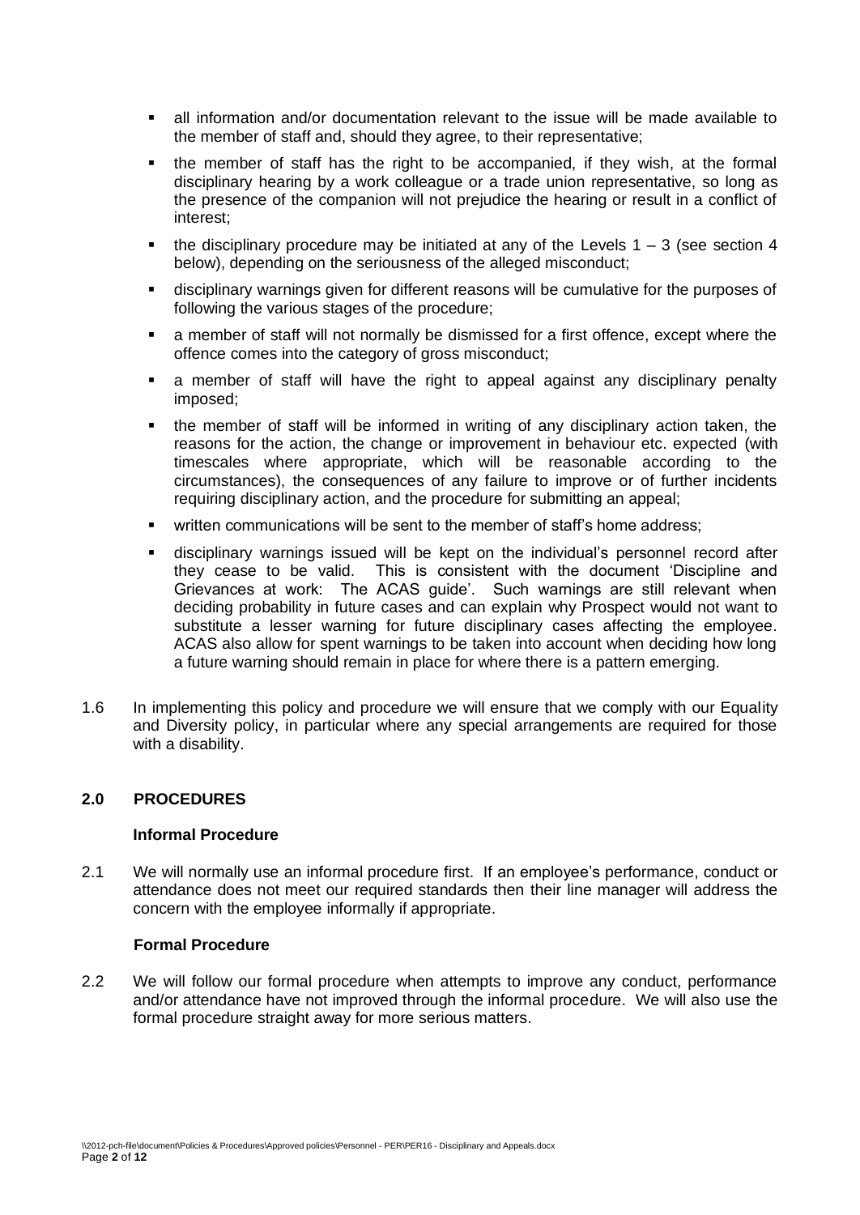- all information and/or documentation relevant to the issue will be made available to the member of staff and, should they agree, to their representative;
- the member of staff has the right to be accompanied, if they wish, at the formal disciplinary hearing by a work colleague or a trade union representative, so long as the presence of the companion will not prejudice the hearing or result in a conflict of interest;
- the disciplinary procedure may be initiated at any of the Levels 1 – 3 (see section 4 below), depending on the seriousness of the alleged misconduct;
- disciplinary warnings given for different reasons will be cumulative for the purposes of following the various stages of the procedure;
- a member of staff will not normally be dismissed for a first offence, except where the offence comes into the category of gross misconduct;
- a member of staff will have the right to appeal against any disciplinary penalty imposed;
- the member of staff will be informed in writing of any disciplinary action taken, the reasons for the action, the change or improvement in behaviour etc. expected (with timescales where appropriate, which will be reasonable according to the circumstances), the consequences of any failure to improve or of further incidents requiring disciplinary action, and the procedure for submitting an appeal;
- written communications will be sent to the member of staff's home address;
- disciplinary warnings issued will be kept on the individual's personnel record after they cease to be valid. This is consistent with the document 'Discipline and Grievances at work: The ACAS guide'. Such warnings are still relevant when deciding probability in future cases and can explain why Prospect would not want to substitute a lesser warning for future disciplinary cases affecting the employee. ACAS also allow for spent warnings to be taken into account when deciding how long a future warning should remain in place for where there is a pattern emerging.

1.6 In implementing this policy and procedure we will ensure that we comply with our Equality and Diversity policy, in particular where any special arrangements are required for those with a disability.

## 2.0 PROCEDURES

### Informal Procedure

2.1 We will normally use an informal procedure first. If an employee's performance, conduct or attendance does not meet our required standards then their line manager will address the concern with the employee informally if appropriate.

### Formal Procedure

2.2 We will follow our formal procedure when attempts to improve any conduct, performance and/or attendance have not improved through the informal procedure. We will also use the formal procedure straight away for more serious matters.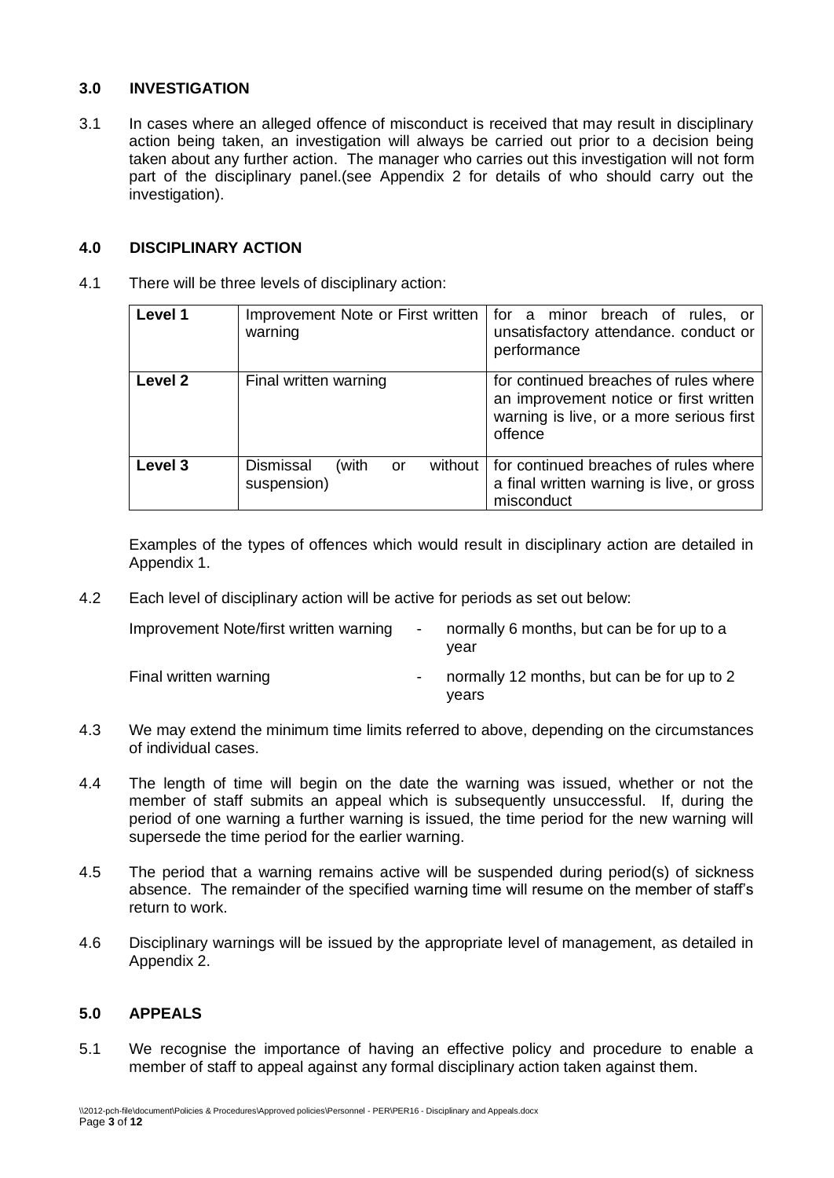## 3.0 INVESTIGATION

3.1 In cases where an alleged offence of misconduct is received that may result in disciplinary action being taken, an investigation will always be carried out prior to a decision being taken about any further action. The manager who carries out this investigation will not form part of the disciplinary panel.(see Appendix 2 for details of who should carry out the investigation).

## 4.0 DISCIPLINARY ACTION

4.1 There will be three levels of disciplinary action:

| **Level 1** | Improvement Note or First written warning | for a minor breach of rules, or unsatisfactory attendance. conduct or performance |
|---|---|---|
| **Level 2** | Final written warning | for continued breaches of rules where an improvement notice or first written warning is live, or a more serious first offence |
| **Level 3** | Dismissal (with or without suspension) | for continued breaches of rules where a final written warning is live, or gross misconduct |

Examples of the types of offences which would result in disciplinary action are detailed in Appendix 1.

4.2 Each level of disciplinary action will be active for periods as set out below:

Improvement Note/first written warning - normally 6 months, but can be for up to a year

Final written warning - normally 12 months, but can be for up to 2 years

4.3 We may extend the minimum time limits referred to above, depending on the circumstances of individual cases.

4.4 The length of time will begin on the date the warning was issued, whether or not the member of staff submits an appeal which is subsequently unsuccessful. If, during the period of one warning a further warning is issued, the time period for the new warning will supersede the time period for the earlier warning.

4.5 The period that a warning remains active will be suspended during period(s) of sickness absence. The remainder of the specified warning time will resume on the member of staff's return to work.

4.6 Disciplinary warnings will be issued by the appropriate level of management, as detailed in Appendix 2.

## 5.0 APPEALS

5.1 We recognise the importance of having an effective policy and procedure to enable a member of staff to appeal against any formal disciplinary action taken against them.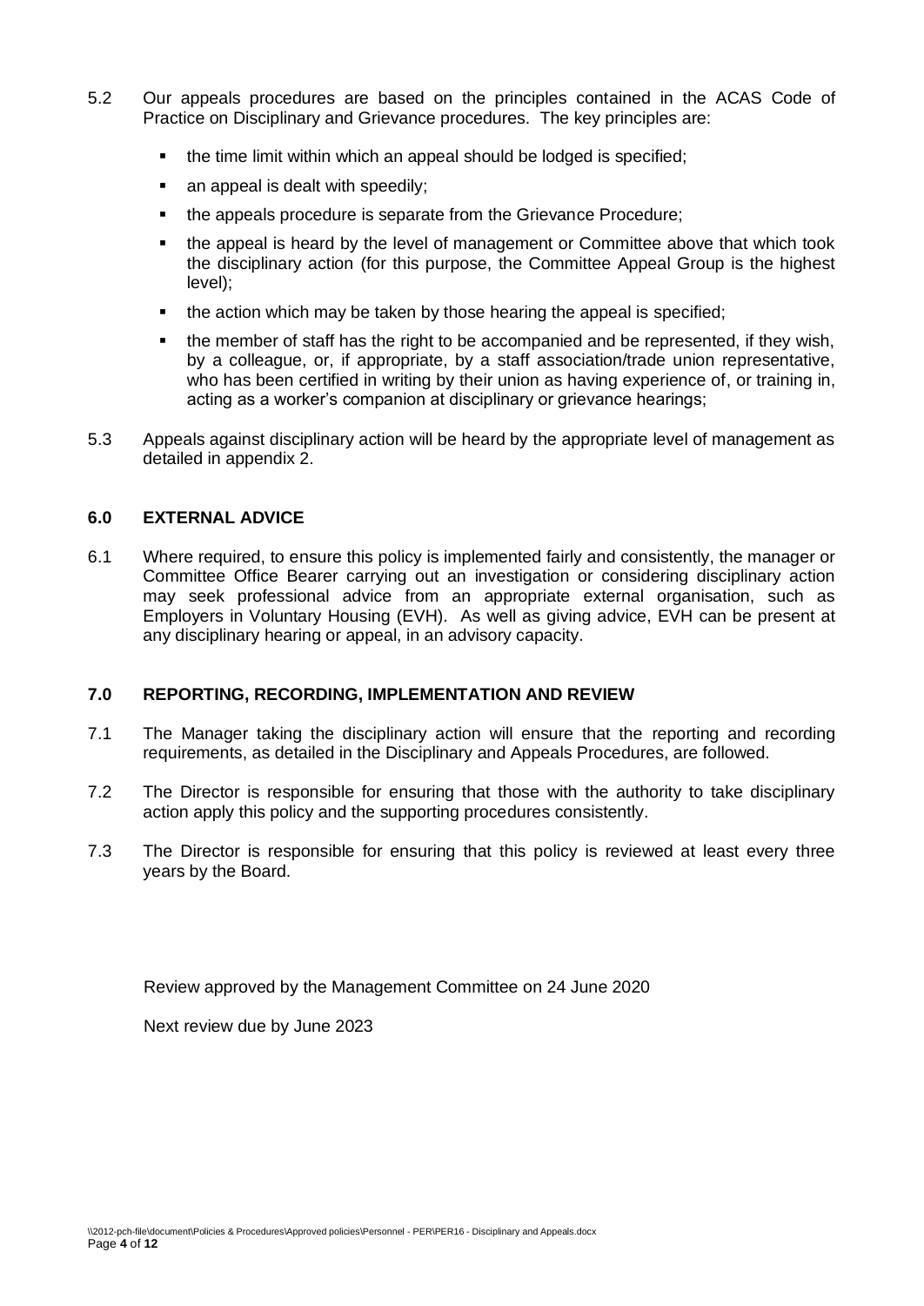5.2 Our appeals procedures are based on the principles contained in the ACAS Code of Practice on Disciplinary and Grievance procedures. The key principles are:

- the time limit within which an appeal should be lodged is specified;
- an appeal is dealt with speedily;
- the appeals procedure is separate from the Grievance Procedure;
- the appeal is heard by the level of management or Committee above that which took the disciplinary action (for this purpose, the Committee Appeal Group is the highest level);
- the action which may be taken by those hearing the appeal is specified;
- the member of staff has the right to be accompanied and be represented, if they wish, by a colleague, or, if appropriate, by a staff association/trade union representative, who has been certified in writing by their union as having experience of, or training in, acting as a worker's companion at disciplinary or grievance hearings;

5.3 Appeals against disciplinary action will be heard by the appropriate level of management as detailed in appendix 2.

## 6.0 EXTERNAL ADVICE

6.1 Where required, to ensure this policy is implemented fairly and consistently, the manager or Committee Office Bearer carrying out an investigation or considering disciplinary action may seek professional advice from an appropriate external organisation, such as Employers in Voluntary Housing (EVH). As well as giving advice, EVH can be present at any disciplinary hearing or appeal, in an advisory capacity.

## 7.0 REPORTING, RECORDING, IMPLEMENTATION AND REVIEW

7.1 The Manager taking the disciplinary action will ensure that the reporting and recording requirements, as detailed in the Disciplinary and Appeals Procedures, are followed.

7.2 The Director is responsible for ensuring that those with the authority to take disciplinary action apply this policy and the supporting procedures consistently.

7.3 The Director is responsible for ensuring that this policy is reviewed at least every three years by the Board.

Review approved by the Management Committee on 24 June 2020

Next review due by June 2023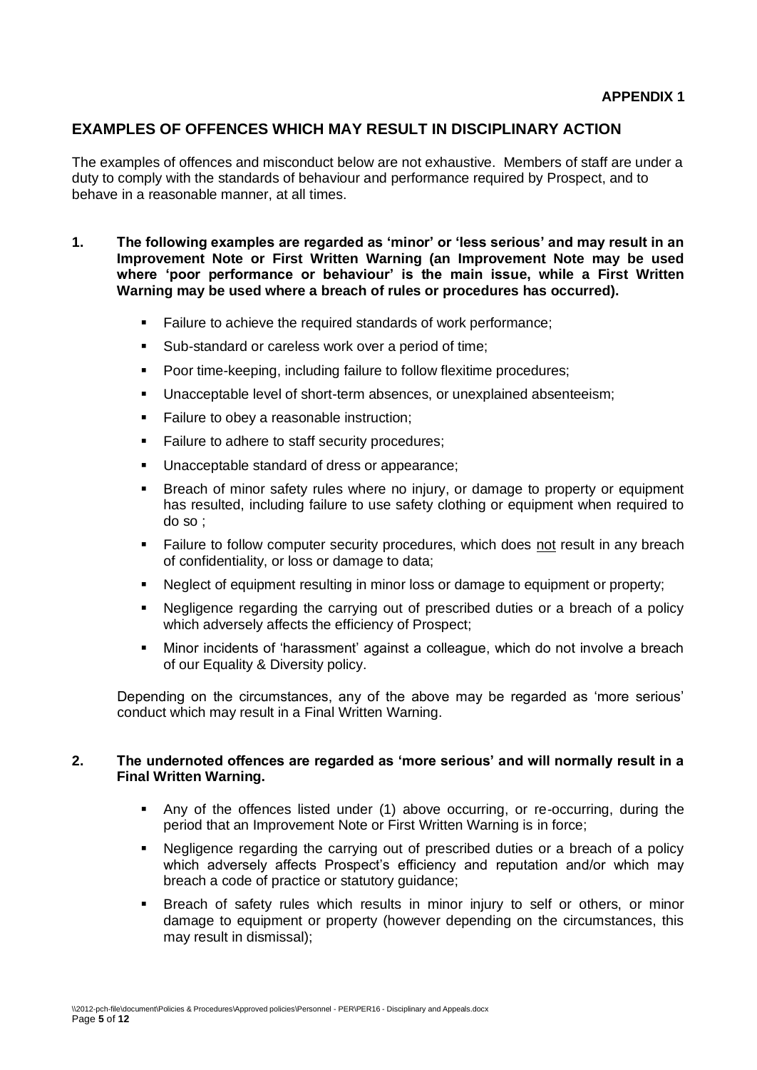**APPENDIX 1**

## EXAMPLES OF OFFENCES WHICH MAY RESULT IN DISCIPLINARY ACTION

The examples of offences and misconduct below are not exhaustive. Members of staff are under a duty to comply with the standards of behaviour and performance required by Prospect, and to behave in a reasonable manner, at all times.

**1. The following examples are regarded as 'minor' or 'less serious' and may result in an Improvement Note or First Written Warning (an Improvement Note may be used where 'poor performance or behaviour' is the main issue, while a First Written Warning may be used where a breach of rules or procedures has occurred).**

- Failure to achieve the required standards of work performance;
- Sub-standard or careless work over a period of time;
- Poor time-keeping, including failure to follow flexitime procedures;
- Unacceptable level of short-term absences, or unexplained absenteeism;
- Failure to obey a reasonable instruction;
- Failure to adhere to staff security procedures;
- Unacceptable standard of dress or appearance;
- Breach of minor safety rules where no injury, or damage to property or equipment has resulted, including failure to use safety clothing or equipment when required to do so ;
- Failure to follow computer security procedures, which does <u>not</u> result in any breach of confidentiality, or loss or damage to data;
- Neglect of equipment resulting in minor loss or damage to equipment or property;
- Negligence regarding the carrying out of prescribed duties or a breach of a policy which adversely affects the efficiency of Prospect;
- Minor incidents of 'harassment' against a colleague, which do not involve a breach of our Equality & Diversity policy.

Depending on the circumstances, any of the above may be regarded as 'more serious' conduct which may result in a Final Written Warning.

**2. The undernoted offences are regarded as 'more serious' and will normally result in a Final Written Warning.**

- Any of the offences listed under (1) above occurring, or re-occurring, during the period that an Improvement Note or First Written Warning is in force;
- Negligence regarding the carrying out of prescribed duties or a breach of a policy which adversely affects Prospect's efficiency and reputation and/or which may breach a code of practice or statutory guidance;
- Breach of safety rules which results in minor injury to self or others, or minor damage to equipment or property (however depending on the circumstances, this may result in dismissal);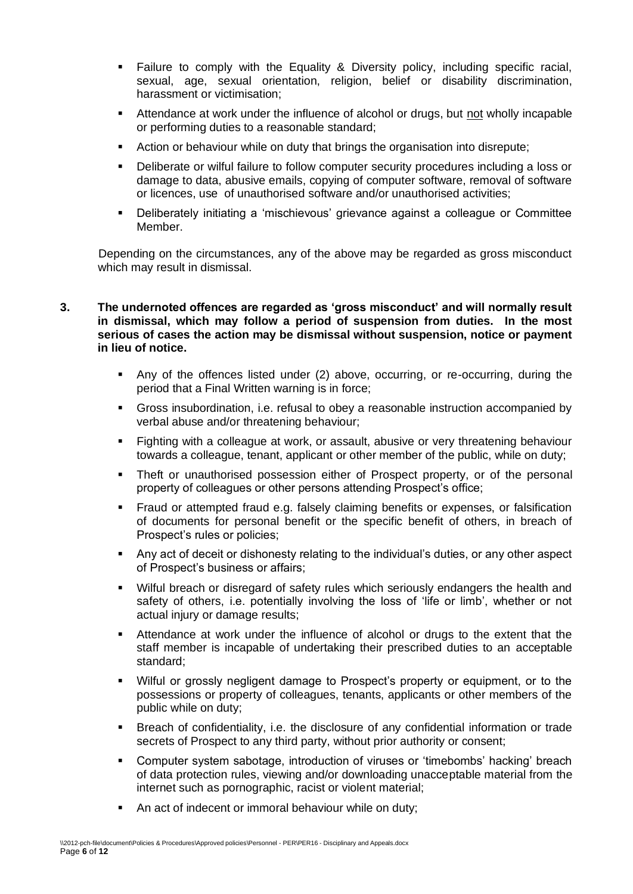- Failure to comply with the Equality & Diversity policy, including specific racial, sexual, age, sexual orientation, religion, belief or disability discrimination, harassment or victimisation;
- Attendance at work under the influence of alcohol or drugs, but not wholly incapable or performing duties to a reasonable standard;
- Action or behaviour while on duty that brings the organisation into disrepute;
- Deliberate or wilful failure to follow computer security procedures including a loss or damage to data, abusive emails, copying of computer software, removal of software or licences, use of unauthorised software and/or unauthorised activities;
- Deliberately initiating a 'mischievous' grievance against a colleague or Committee Member.

Depending on the circumstances, any of the above may be regarded as gross misconduct which may result in dismissal.

**3. The undernoted offences are regarded as 'gross misconduct' and will normally result in dismissal, which may follow a period of suspension from duties. In the most serious of cases the action may be dismissal without suspension, notice or payment in lieu of notice.**

- Any of the offences listed under (2) above, occurring, or re-occurring, during the period that a Final Written warning is in force;
- Gross insubordination, i.e. refusal to obey a reasonable instruction accompanied by verbal abuse and/or threatening behaviour;
- Fighting with a colleague at work, or assault, abusive or very threatening behaviour towards a colleague, tenant, applicant or other member of the public, while on duty;
- Theft or unauthorised possession either of Prospect property, or of the personal property of colleagues or other persons attending Prospect's office;
- Fraud or attempted fraud e.g. falsely claiming benefits or expenses, or falsification of documents for personal benefit or the specific benefit of others, in breach of Prospect's rules or policies;
- Any act of deceit or dishonesty relating to the individual's duties, or any other aspect of Prospect's business or affairs;
- Wilful breach or disregard of safety rules which seriously endangers the health and safety of others, i.e. potentially involving the loss of 'life or limb', whether or not actual injury or damage results;
- Attendance at work under the influence of alcohol or drugs to the extent that the staff member is incapable of undertaking their prescribed duties to an acceptable standard;
- Wilful or grossly negligent damage to Prospect's property or equipment, or to the possessions or property of colleagues, tenants, applicants or other members of the public while on duty;
- Breach of confidentiality, i.e. the disclosure of any confidential information or trade secrets of Prospect to any third party, without prior authority or consent;
- Computer system sabotage, introduction of viruses or 'timebombs' hacking' breach of data protection rules, viewing and/or downloading unacceptable material from the internet such as pornographic, racist or violent material;
- An act of indecent or immoral behaviour while on duty;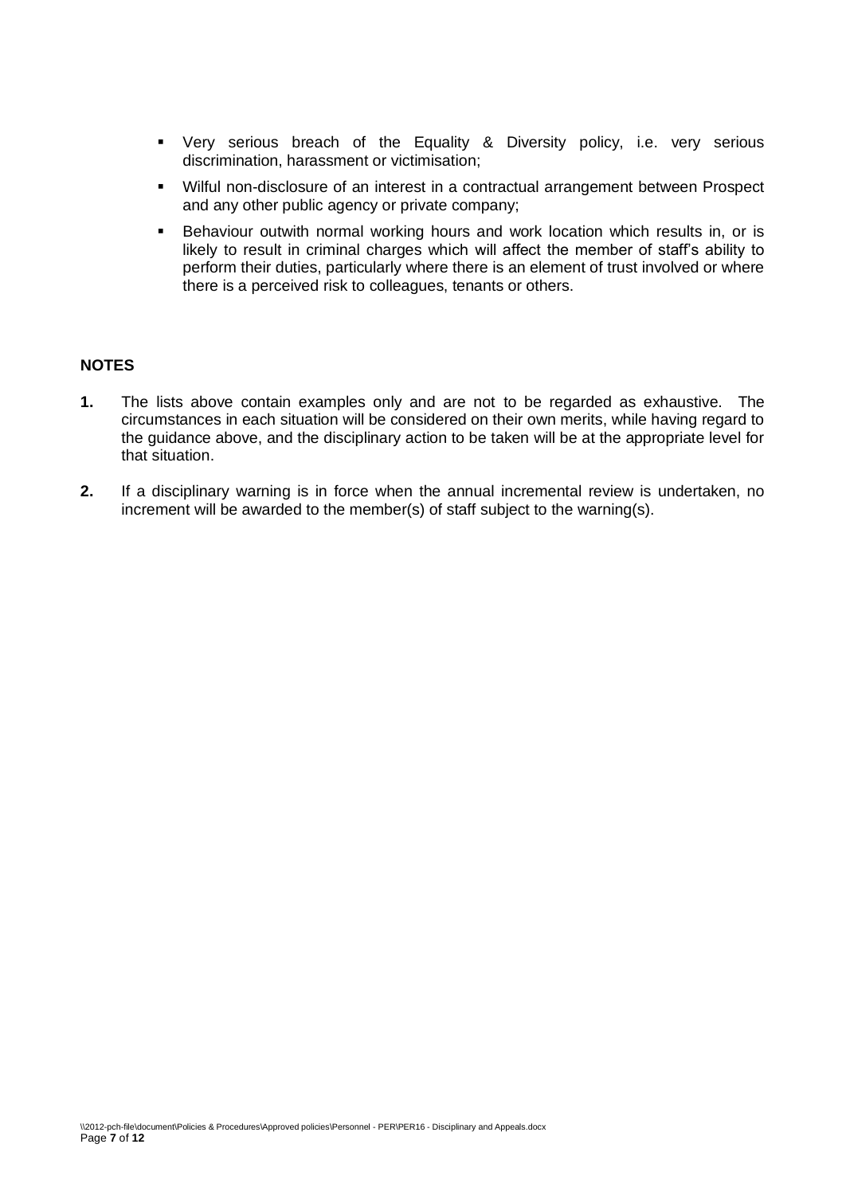- Very serious breach of the Equality & Diversity policy, i.e. very serious discrimination, harassment or victimisation;
- Wilful non-disclosure of an interest in a contractual arrangement between Prospect and any other public agency or private company;
- Behaviour outwith normal working hours and work location which results in, or is likely to result in criminal charges which will affect the member of staff's ability to perform their duties, particularly where there is an element of trust involved or where there is a perceived risk to colleagues, tenants or others.

**NOTES**

1. The lists above contain examples only and are not to be regarded as exhaustive. The circumstances in each situation will be considered on their own merits, while having regard to the guidance above, and the disciplinary action to be taken will be at the appropriate level for that situation.

2. If a disciplinary warning is in force when the annual incremental review is undertaken, no increment will be awarded to the member(s) of staff subject to the warning(s).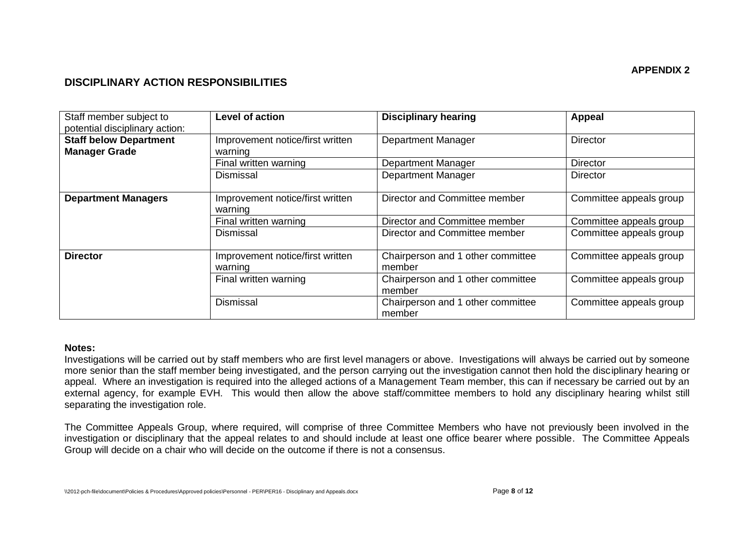**APPENDIX 2**

## DISCIPLINARY ACTION RESPONSIBILITIES

| Staff member subject to potential disciplinary action: | **Level of action** | **Disciplinary hearing** | **Appeal** |
|---|---|---|---|
| **Staff below Department Manager Grade** | Improvement notice/first written warning | Department Manager | Director |
| | Final written warning | Department Manager | Director |
| | Dismissal | Department Manager | Director |
| **Department Managers** | Improvement notice/first written warning | Director and Committee member | Committee appeals group |
| | Final written warning | Director and Committee member | Committee appeals group |
| | Dismissal | Director and Committee member | Committee appeals group |
| **Director** | Improvement notice/first written warning | Chairperson and 1 other committee member | Committee appeals group |
| | Final written warning | Chairperson and 1 other committee member | Committee appeals group |
| | Dismissal | Chairperson and 1 other committee member | Committee appeals group |

**Notes:**

Investigations will be carried out by staff members who are first level managers or above. Investigations will always be carried out by someone more senior than the staff member being investigated, and the person carrying out the investigation cannot then hold the disciplinary hearing or appeal. Where an investigation is required into the alleged actions of a Management Team member, this can if necessary be carried out by an external agency, for example EVH. This would then allow the above staff/committee members to hold any disciplinary hearing whilst still separating the investigation role.

The Committee Appeals Group, where required, will comprise of three Committee Members who have not previously been involved in the investigation or disciplinary that the appeal relates to and should include at least one office bearer where possible. The Committee Appeals Group will decide on a chair who will decide on the outcome if there is not a consensus.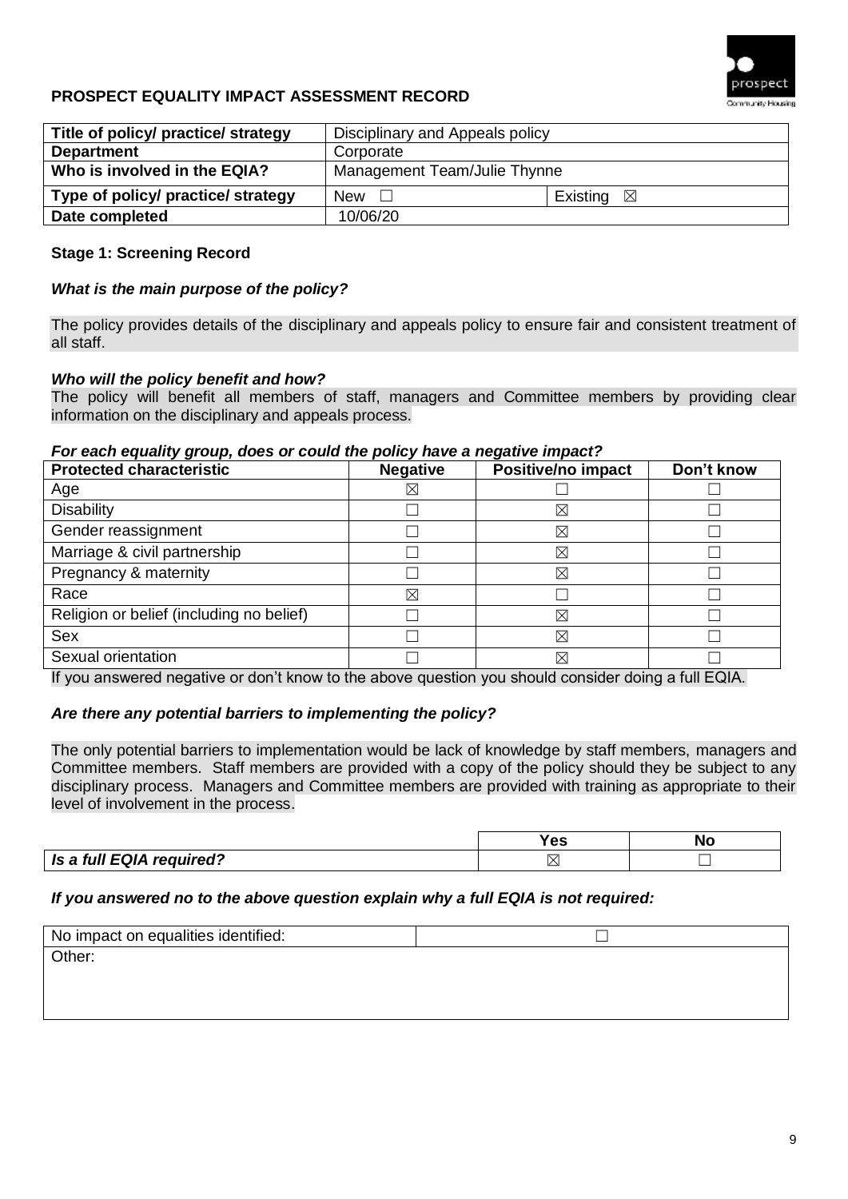**PROSPECT EQUALITY IMPACT ASSESSMENT RECORD**

| Title of policy/ practice/ strategy | Disciplinary and Appeals policy | |
|---|---|---|
| **Department** | Corporate | |
| **Who is involved in the EQIA?** | Management Team/Julie Thynne | |
| **Type of policy/ practice/ strategy** | New ☐ | Existing ☒ |
| **Date completed** | 10/06/20 | |

**Stage 1: Screening Record**

***What is the main purpose of the policy?***

The policy provides details of the disciplinary and appeals policy to ensure fair and consistent treatment of all staff.

***Who will the policy benefit and how?***

The policy will benefit all members of staff, managers and Committee members by providing clear information on the disciplinary and appeals process.

***For each equality group, does or could the policy have a negative impact?***

| Protected characteristic | Negative | Positive/no impact | Don't know |
|---|---|---|---|
| Age | ☒ | ☐ | ☐ |
| Disability | ☐ | ☒ | ☐ |
| Gender reassignment | ☐ | ☒ | ☐ |
| Marriage & civil partnership | ☐ | ☒ | ☐ |
| Pregnancy & maternity | ☐ | ☒ | ☐ |
| Race | ☒ | ☐ | ☐ |
| Religion or belief (including no belief) | ☐ | ☒ | ☐ |
| Sex | ☐ | ☒ | ☐ |
| Sexual orientation | ☐ | ☒ | ☐ |

If you answered negative or don't know to the above question you should consider doing a full EQIA.

***Are there any potential barriers to implementing the policy?***

The only potential barriers to implementation would be lack of knowledge by staff members, managers and Committee members. Staff members are provided with a copy of the policy should they be subject to any disciplinary process. Managers and Committee members are provided with training as appropriate to their level of involvement in the process.

| | Yes | No |
|---|---|---|
| ***Is a full EQIA required?*** | ☒ | ☐ |

***If you answered no to the above question explain why a full EQIA is not required:***

| No impact on equalities identified: | ☐ |
|---|---|
| Other: | |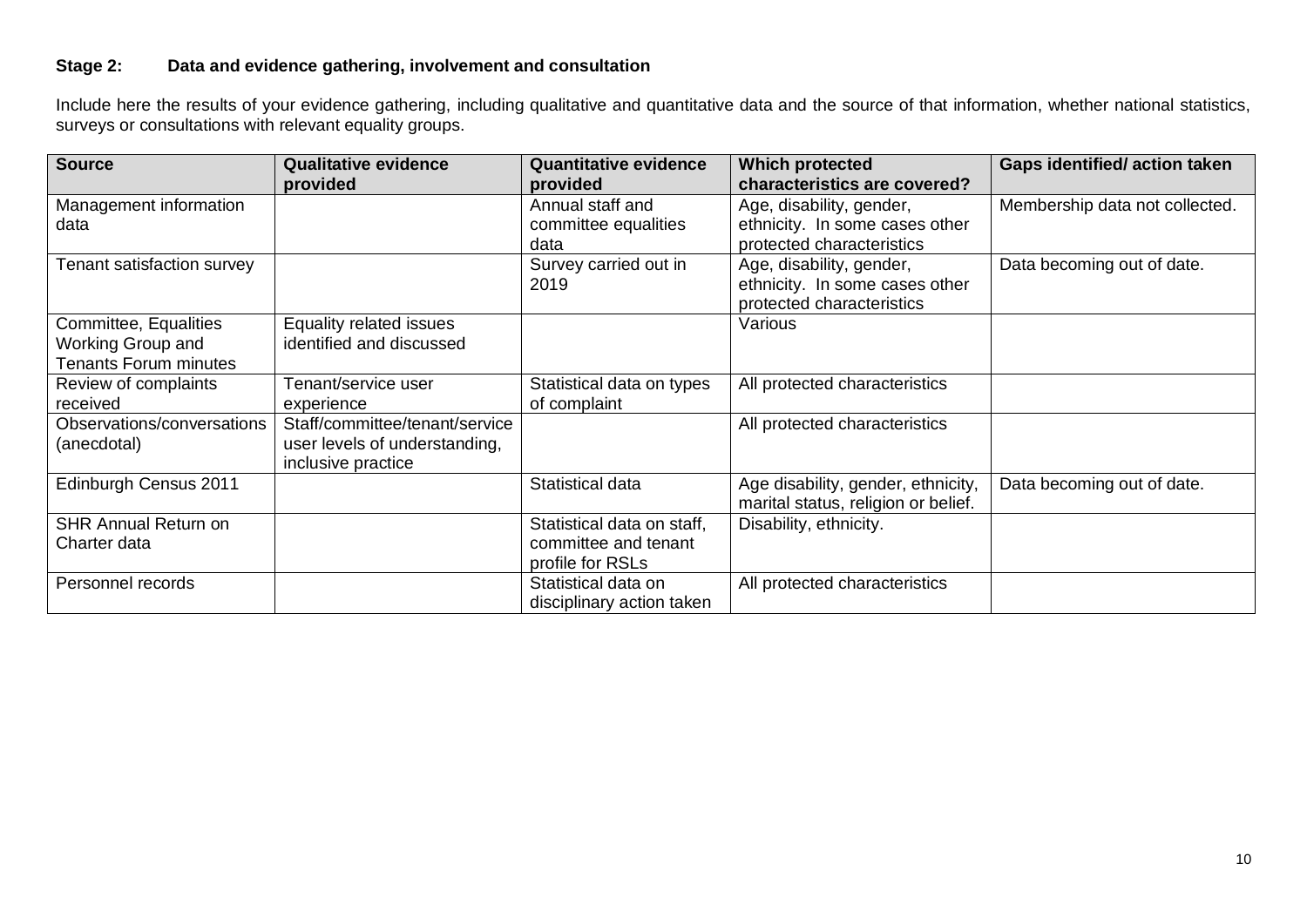**Stage 2: Data and evidence gathering, involvement and consultation**

Include here the results of your evidence gathering, including qualitative and quantitative data and the source of that information, whether national statistics, surveys or consultations with relevant equality groups.

| Source | Qualitative evidence provided | Quantitative evidence provided | Which protected characteristics are covered? | Gaps identified/ action taken |
|---|---|---|---|---|
| Management information data | | Annual staff and committee equalities data | Age, disability, gender, ethnicity. In some cases other protected characteristics | Membership data not collected. |
| Tenant satisfaction survey | | Survey carried out in 2019 | Age, disability, gender, ethnicity. In some cases other protected characteristics | Data becoming out of date. |
| Committee, Equalities Working Group and Tenants Forum minutes | Equality related issues identified and discussed | | Various | |
| Review of complaints received | Tenant/service user experience | Statistical data on types of complaint | All protected characteristics | |
| Observations/conversations (anecdotal) | Staff/committee/tenant/service user levels of understanding, inclusive practice | | All protected characteristics | |
| Edinburgh Census 2011 | | Statistical data | Age disability, gender, ethnicity, marital status, religion or belief. | Data becoming out of date. |
| SHR Annual Return on Charter data | | Statistical data on staff, committee and tenant profile for RSLs | Disability, ethnicity. | |
| Personnel records | | Statistical data on disciplinary action taken | All protected characteristics | |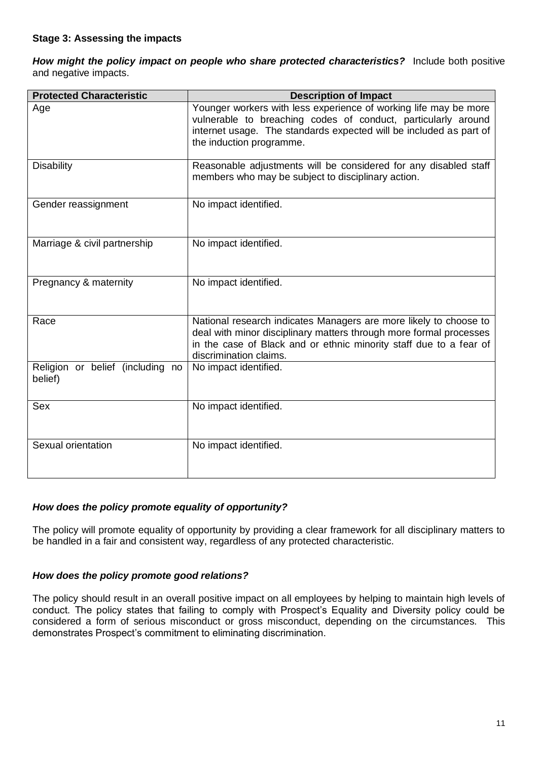**Stage 3: Assessing the impacts**

***How might the policy impact on people who share protected characteristics?*** Include both positive and negative impacts.

| Protected Characteristic | Description of Impact |
|---|---|
| Age | Younger workers with less experience of working life may be more vulnerable to breaching codes of conduct, particularly around internet usage. The standards expected will be included as part of the induction programme. |
| Disability | Reasonable adjustments will be considered for any disabled staff members who may be subject to disciplinary action. |
| Gender reassignment | No impact identified. |
| Marriage & civil partnership | No impact identified. |
| Pregnancy & maternity | No impact identified. |
| Race | National research indicates Managers are more likely to choose to deal with minor disciplinary matters through more formal processes in the case of Black and or ethnic minority staff due to a fear of discrimination claims. |
| Religion or belief (including no belief) | No impact identified. |
| Sex | No impact identified. |
| Sexual orientation | No impact identified. |

***How does the policy promote equality of opportunity?***

The policy will promote equality of opportunity by providing a clear framework for all disciplinary matters to be handled in a fair and consistent way, regardless of any protected characteristic.

***How does the policy promote good relations?***

The policy should result in an overall positive impact on all employees by helping to maintain high levels of conduct. The policy states that failing to comply with Prospect's Equality and Diversity policy could be considered a form of serious misconduct or gross misconduct, depending on the circumstances. This demonstrates Prospect's commitment to eliminating discrimination.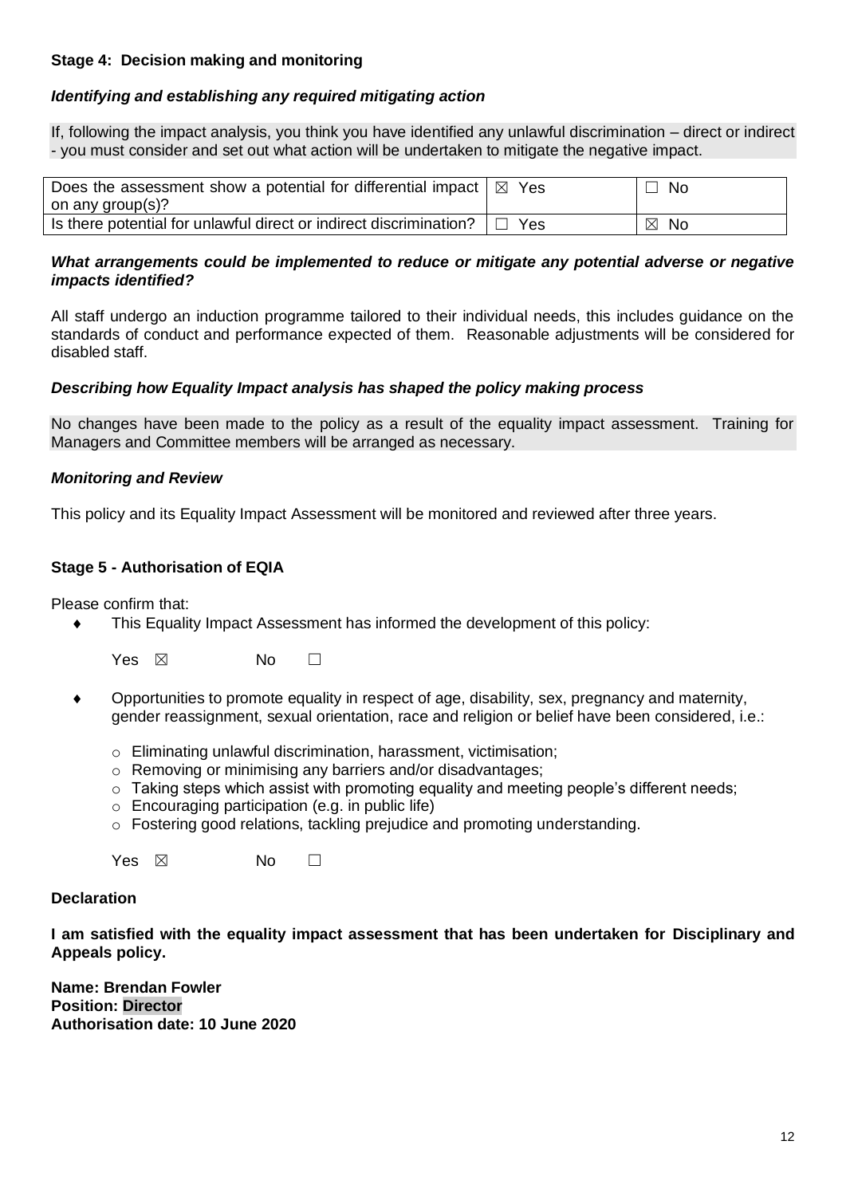**Stage 4: Decision making and monitoring**

***Identifying and establishing any required mitigating action***

If, following the impact analysis, you think you have identified any unlawful discrimination – direct or indirect - you must consider and set out what action will be undertaken to mitigate the negative impact.

| | | |
|---|---|---|
| Does the assessment show a potential for differential impact on any group(s)? | ☒ Yes | ☐ No |
| Is there potential for unlawful direct or indirect discrimination? | ☐ Yes | ☒ No |

***What arrangements could be implemented to reduce or mitigate any potential adverse or negative impacts identified?***

All staff undergo an induction programme tailored to their individual needs, this includes guidance on the standards of conduct and performance expected of them. Reasonable adjustments will be considered for disabled staff.

***Describing how Equality Impact analysis has shaped the policy making process***

No changes have been made to the policy as a result of the equality impact assessment. Training for Managers and Committee members will be arranged as necessary.

***Monitoring and Review***

This policy and its Equality Impact Assessment will be monitored and reviewed after three years.

**Stage 5 - Authorisation of EQIA**

Please confirm that:

- This Equality Impact Assessment has informed the development of this policy:

  Yes ☒ No ☐

- Opportunities to promote equality in respect of age, disability, sex, pregnancy and maternity, gender reassignment, sexual orientation, race and religion or belief have been considered, i.e.:
  - Eliminating unlawful discrimination, harassment, victimisation;
  - Removing or minimising any barriers and/or disadvantages;
  - Taking steps which assist with promoting equality and meeting people's different needs;
  - Encouraging participation (e.g. in public life)
  - Fostering good relations, tackling prejudice and promoting understanding.

  Yes ☒ No ☐

**Declaration**

**I am satisfied with the equality impact assessment that has been undertaken for Disciplinary and Appeals policy.**

**Name: Brendan Fowler**
**Position: Director**
**Authorisation date: 10 June 2020**